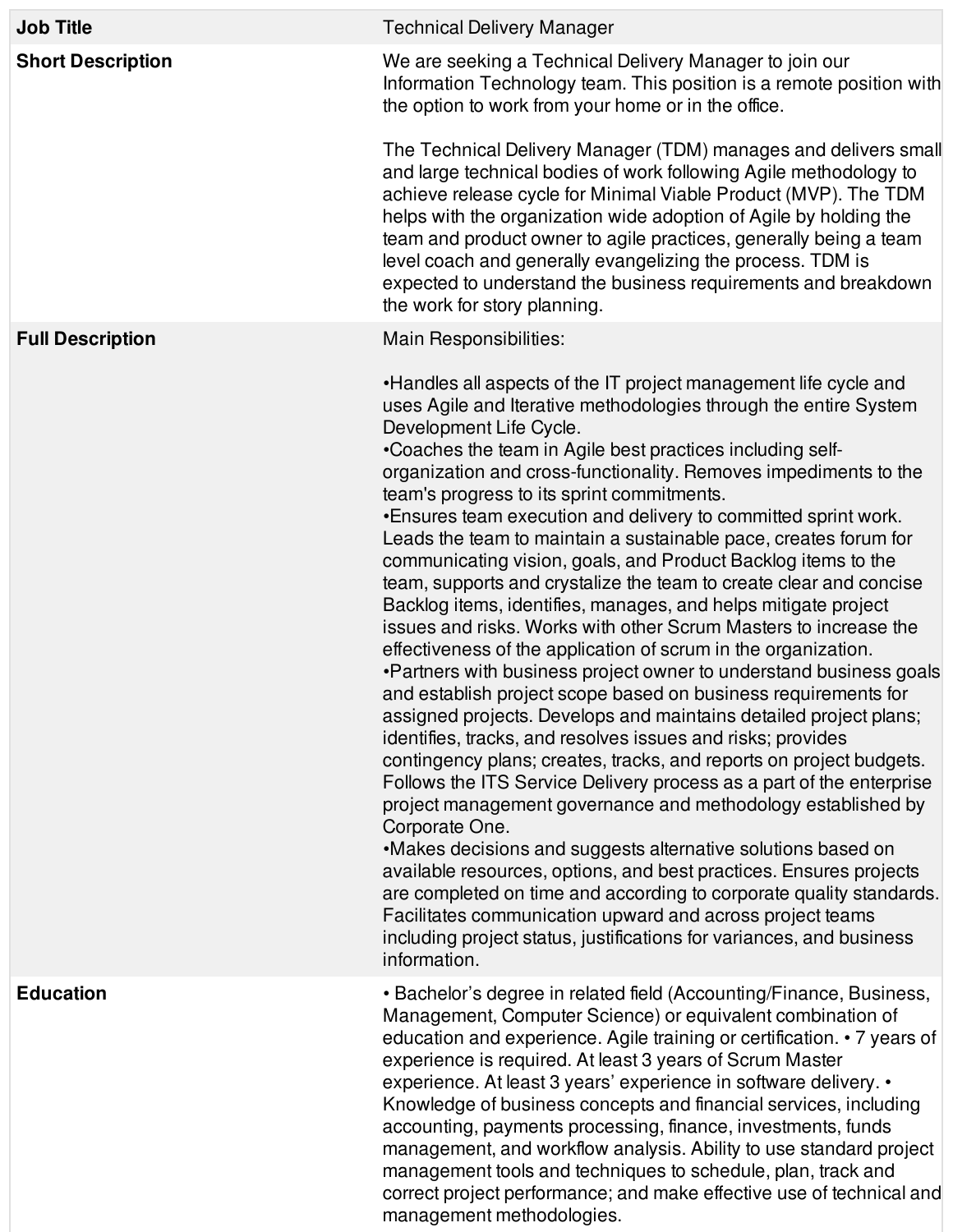| Job Title | Technical Delivery Manager |
|---|---|
| **Short Description** | We are seeking a Technical Delivery Manager to join our Information Technology team. This position is a remote position with the option to work from your home or in the office.<br><br>The Technical Delivery Manager (TDM) manages and delivers small and large technical bodies of work following Agile methodology to achieve release cycle for Minimal Viable Product (MVP). The TDM helps with the organization wide adoption of Agile by holding the team and product owner to agile practices, generally being a team level coach and generally evangelizing the process. TDM is expected to understand the business requirements and breakdown the work for story planning. |
| **Full Description** | Main Responsibilities:<br><br>•Handles all aspects of the IT project management life cycle and uses Agile and Iterative methodologies through the entire System Development Life Cycle.<br>•Coaches the team in Agile best practices including self-organization and cross-functionality. Removes impediments to the team's progress to its sprint commitments.<br>•Ensures team execution and delivery to committed sprint work. Leads the team to maintain a sustainable pace, creates forum for communicating vision, goals, and Product Backlog items to the team, supports and crystalize the team to create clear and concise Backlog items, identifies, manages, and helps mitigate project issues and risks. Works with other Scrum Masters to increase the effectiveness of the application of scrum in the organization.<br>•Partners with business project owner to understand business goals and establish project scope based on business requirements for assigned projects. Develops and maintains detailed project plans; identifies, tracks, and resolves issues and risks; provides contingency plans; creates, tracks, and reports on project budgets. Follows the ITS Service Delivery process as a part of the enterprise project management governance and methodology established by Corporate One.<br>•Makes decisions and suggests alternative solutions based on available resources, options, and best practices. Ensures projects are completed on time and according to corporate quality standards. Facilitates communication upward and across project teams including project status, justifications for variances, and business information. |
| **Education** | • Bachelor's degree in related field (Accounting/Finance, Business, Management, Computer Science) or equivalent combination of education and experience. Agile training or certification. • 7 years of experience is required. At least 3 years of Scrum Master experience. At least 3 years' experience in software delivery. • Knowledge of business concepts and financial services, including accounting, payments processing, finance, investments, funds management, and workflow analysis. Ability to use standard project management tools and techniques to schedule, plan, track and correct project performance; and make effective use of technical and management methodologies. |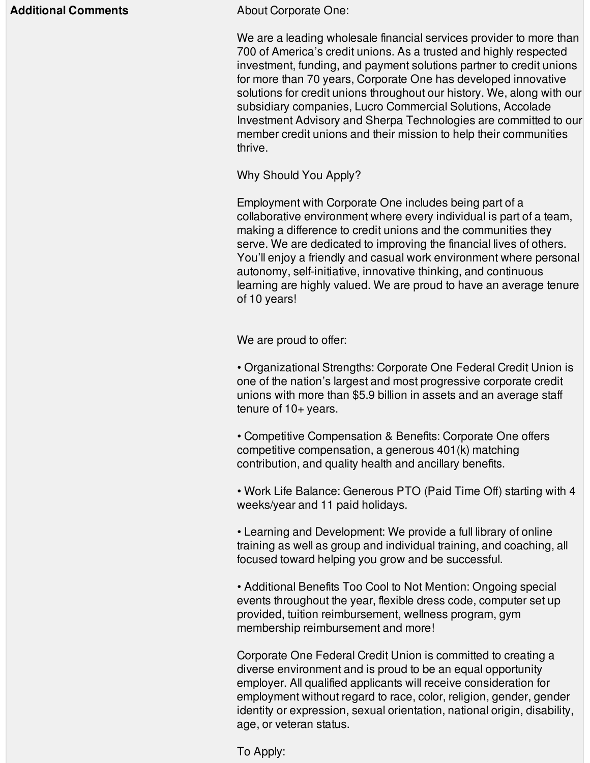| | |
|---|---|
| **Additional Comments** | About Corporate One:<br><br>We are a leading wholesale financial services provider to more than 700 of America's credit unions. As a trusted and highly respected investment, funding, and payment solutions partner to credit unions for more than 70 years, Corporate One has developed innovative solutions for credit unions throughout our history. We, along with our subsidiary companies, Lucro Commercial Solutions, Accolade Investment Advisory and Sherpa Technologies are committed to our member credit unions and their mission to help their communities thrive.<br><br>Why Should You Apply?<br><br>Employment with Corporate One includes being part of a collaborative environment where every individual is part of a team, making a difference to credit unions and the communities they serve. We are dedicated to improving the financial lives of others. You'll enjoy a friendly and casual work environment where personal autonomy, self-initiative, innovative thinking, and continuous learning are highly valued. We are proud to have an average tenure of 10 years!<br><br>We are proud to offer:<br><br>• Organizational Strengths: Corporate One Federal Credit Union is one of the nation's largest and most progressive corporate credit unions with more than $5.9 billion in assets and an average staff tenure of 10+ years.<br><br>• Competitive Compensation & Benefits: Corporate One offers competitive compensation, a generous 401(k) matching contribution, and quality health and ancillary benefits.<br><br>• Work Life Balance: Generous PTO (Paid Time Off) starting with 4 weeks/year and 11 paid holidays.<br><br>• Learning and Development: We provide a full library of online training as well as group and individual training, and coaching, all focused toward helping you grow and be successful.<br><br>• Additional Benefits Too Cool to Not Mention: Ongoing special events throughout the year, flexible dress code, computer set up provided, tuition reimbursement, wellness program, gym membership reimbursement and more!<br><br>Corporate One Federal Credit Union is committed to creating a diverse environment and is proud to be an equal opportunity employer. All qualified applicants will receive consideration for employment without regard to race, color, religion, gender, gender identity or expression, sexual orientation, national origin, disability, age, or veteran status.<br><br>To Apply: |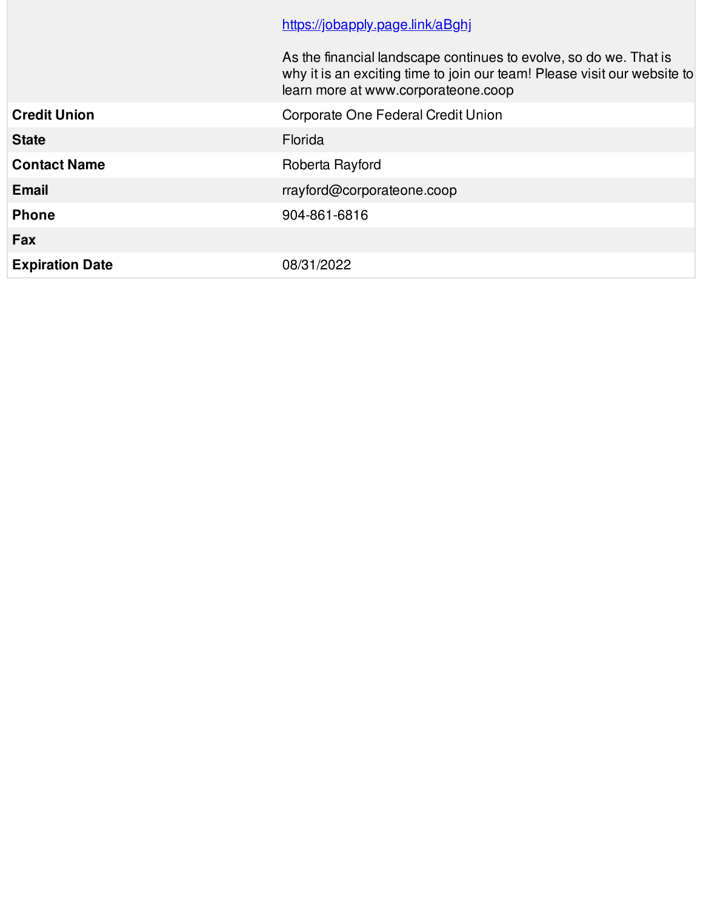| | |
|---|---|
| | https://jobapply.page.link/aBghj<br><br>As the financial landscape continues to evolve, so do we. That is why it is an exciting time to join our team! Please visit our website to learn more at www.corporateone.coop |
| **Credit Union** | Corporate One Federal Credit Union |
| **State** | Florida |
| **Contact Name** | Roberta Rayford |
| **Email** | rrayford@corporateone.coop |
| **Phone** | 904-861-6816 |
| **Fax** | |
| **Expiration Date** | 08/31/2022 |